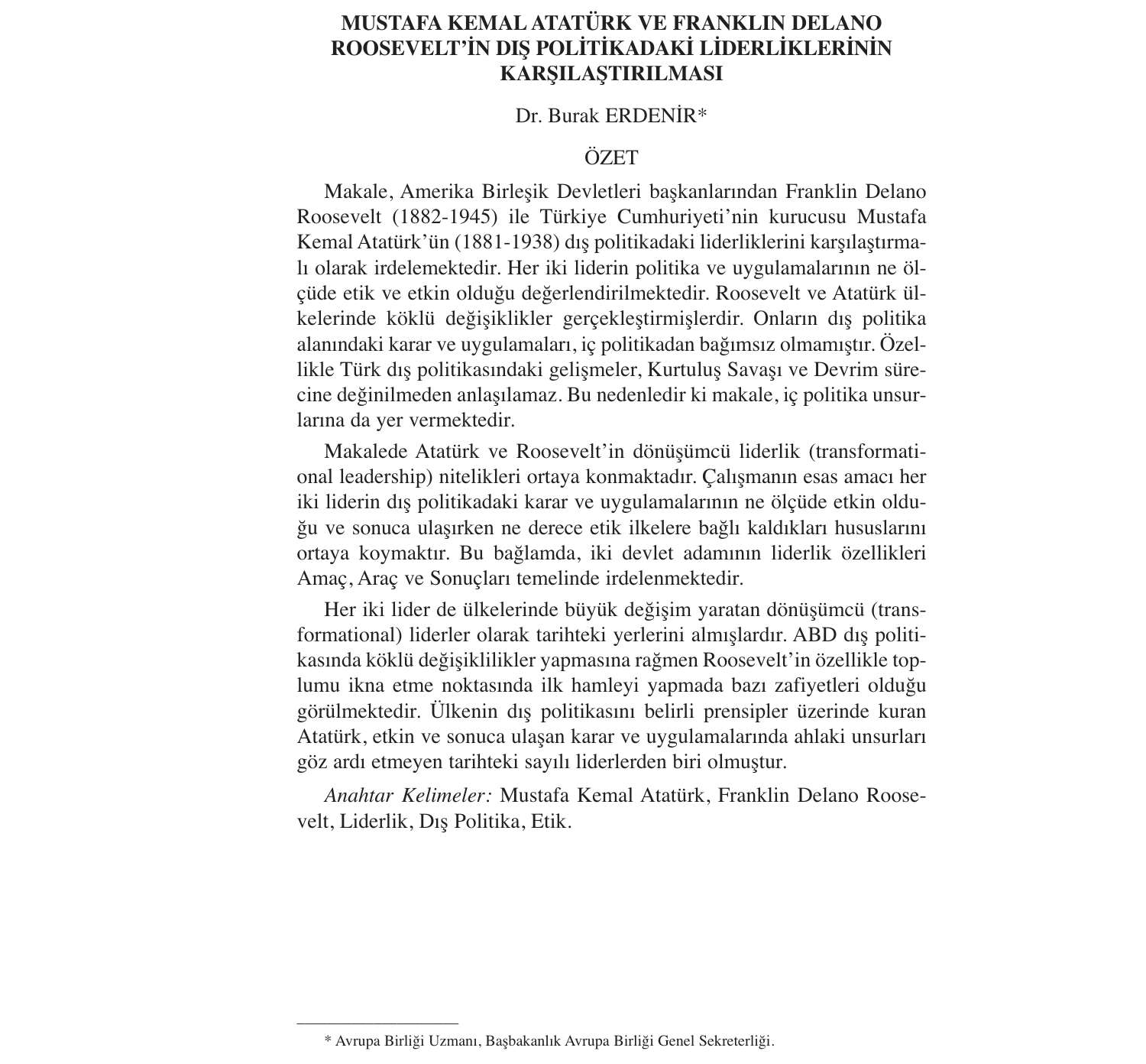# MUSTAFA KEMAL ATATÜRK VE FRANKLIN DELANO ROOSEVELT'İN DIŞ POLİTİKADAKİ LİDERLİKLERİNİN KARŞILAŞTIRILMASI

Dr. Burak ERDENİR*

## ÖZET

Makale, Amerika Birleşik Devletleri başkanlarından Franklin Delano Roosevelt (1882-1945) ile Türkiye Cumhuriyeti'nin kurucusu Mustafa Kemal Atatürk'ün (1881-1938) dış politikadaki liderliklerini karşılaştırmalı olarak irdelemektedir. Her iki liderin politika ve uygulamalarının ne ölçüde etik ve etkin olduğu değerlendirilmektedir. Roosevelt ve Atatürk ülkelerinde köklü değişiklikler gerçekleştirmişlerdir. Onların dış politika alanındaki karar ve uygulamaları, iç politikadan bağımsız olmamıştır. Özellikle Türk dış politikasındaki gelişmeler, Kurtuluş Savaşı ve Devrim sürecine değinilmeden anlaşılamaz. Bu nedenledir ki makale, iç politika unsurlarına da yer vermektedir.

Makalede Atatürk ve Roosevelt'in dönüşümcü liderlik (transformational leadership) nitelikleri ortaya konmaktadır. Çalışmanın esas amacı her iki liderin dış politikadaki karar ve uygulamalarının ne ölçüde etkin olduğu ve sonuca ulaşırken ne derece etik ilkelere bağlı kaldıkları hususlarını ortaya koymaktır. Bu bağlamda, iki devlet adamının liderlik özellikleri Amaç, Araç ve Sonuçları temelinde irdelenmektedir.

Her iki lider de ülkelerinde büyük değişim yaratan dönüşümcü (transformational) liderler olarak tarihteki yerlerini almışlardır. ABD dış politikasında köklü değişiklilikler yapmasına rağmen Roosevelt'in özellikle toplumu ikna etme noktasında ilk hamleyi yapmada bazı zafiyetleri olduğu görülmektedir. Ülkenin dış politikasını belirli prensipler üzerinde kuran Atatürk, etkin ve sonuca ulaşan karar ve uygulamalarında ahlaki unsurları göz ardı etmeyen tarihteki sayılı liderlerden biri olmuştur.

*Anahtar Kelimeler:* Mustafa Kemal Atatürk, Franklin Delano Roosevelt, Liderlik, Dış Politika, Etik.

---

* Avrupa Birliği Uzmanı, Başbakanlık Avrupa Birliği Genel Sekreterliği.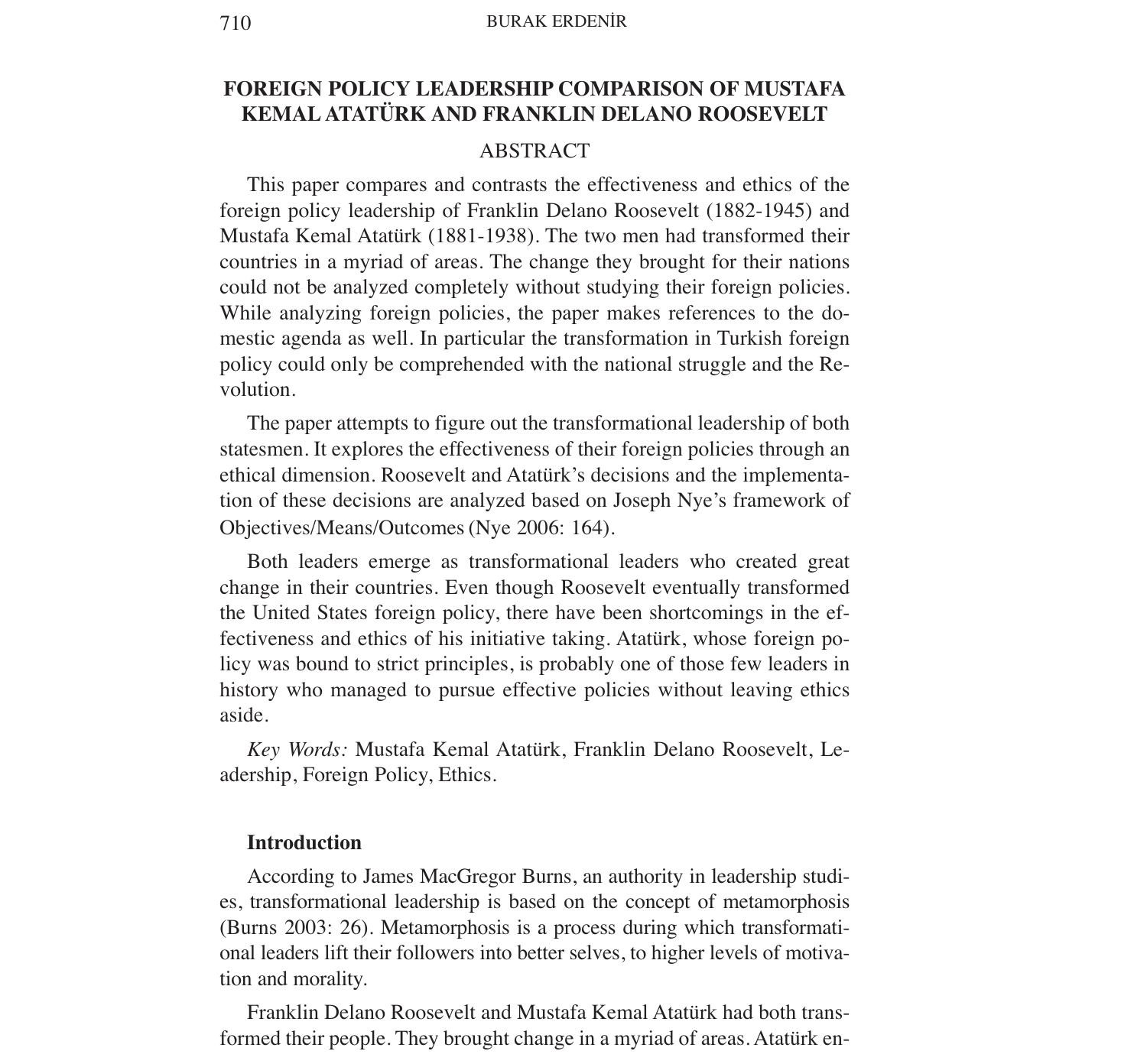# FOREIGN POLICY LEADERSHIP COMPARISON OF MUSTAFA KEMAL ATATÜRK AND FRANKLIN DELANO ROOSEVELT

## ABSTRACT

This paper compares and contrasts the effectiveness and ethics of the foreign policy leadership of Franklin Delano Roosevelt (1882-1945) and Mustafa Kemal Atatürk (1881-1938). The two men had transformed their countries in a myriad of areas. The change they brought for their nations could not be analyzed completely without studying their foreign policies. While analyzing foreign policies, the paper makes references to the domestic agenda as well. In particular the transformation in Turkish foreign policy could only be comprehended with the national struggle and the Revolution.

The paper attempts to figure out the transformational leadership of both statesmen. It explores the effectiveness of their foreign policies through an ethical dimension. Roosevelt and Atatürk's decisions and the implementation of these decisions are analyzed based on Joseph Nye's framework of Objectives/Means/Outcomes (Nye 2006: 164).

Both leaders emerge as transformational leaders who created great change in their countries. Even though Roosevelt eventually transformed the United States foreign policy, there have been shortcomings in the effectiveness and ethics of his initiative taking. Atatürk, whose foreign policy was bound to strict principles, is probably one of those few leaders in history who managed to pursue effective policies without leaving ethics aside.

*Key Words:* Mustafa Kemal Atatürk, Franklin Delano Roosevelt, Leadership, Foreign Policy, Ethics.

## Introduction

According to James MacGregor Burns, an authority in leadership studies, transformational leadership is based on the concept of metamorphosis (Burns 2003: 26). Metamorphosis is a process during which transformational leaders lift their followers into better selves, to higher levels of motivation and morality.

Franklin Delano Roosevelt and Mustafa Kemal Atatürk had both transformed their people. They brought change in a myriad of areas. Atatürk en-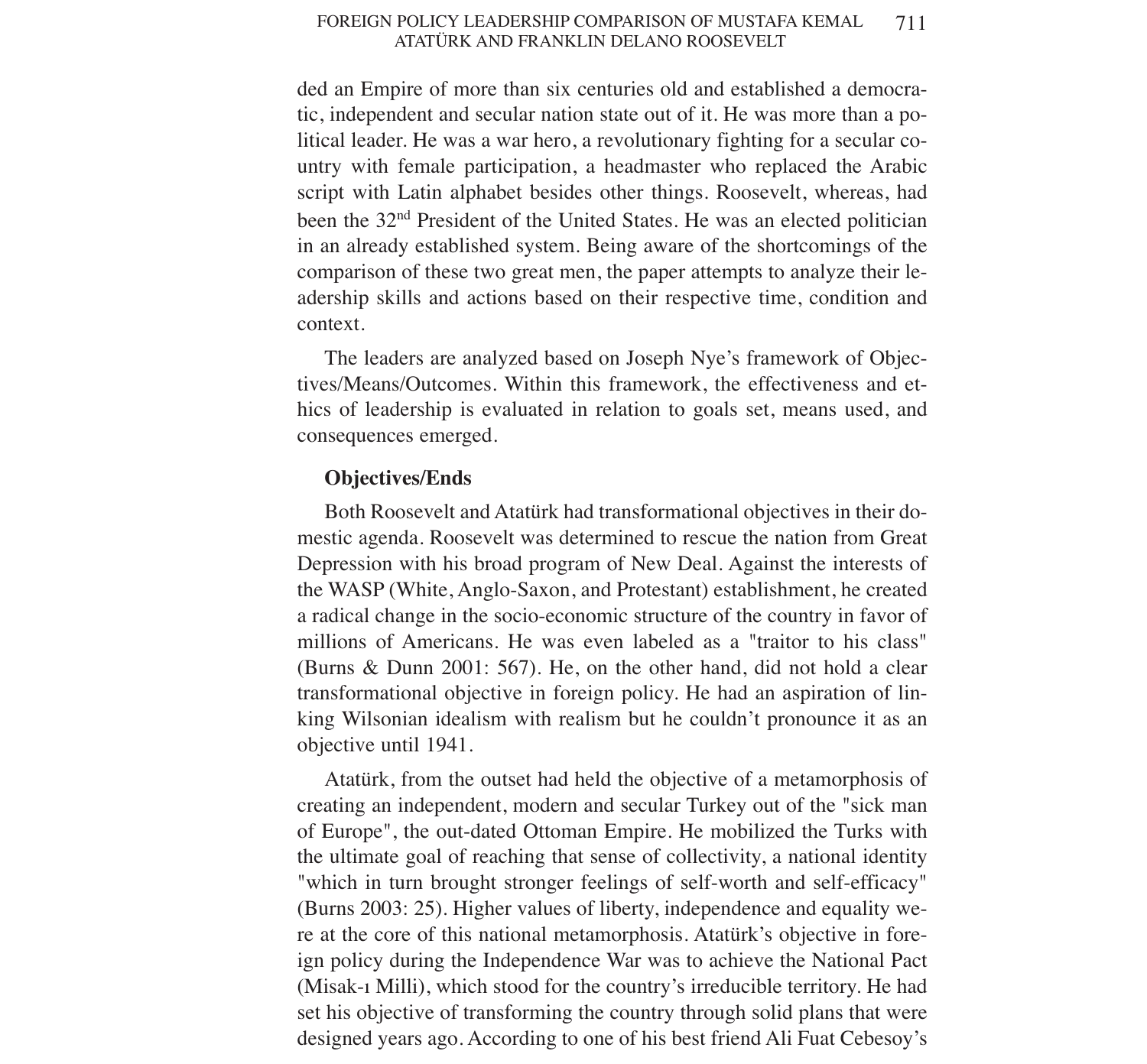ded an Empire of more than six centuries old and established a democratic, independent and secular nation state out of it. He was more than a political leader. He was a war hero, a revolutionary fighting for a secular country with female participation, a headmaster who replaced the Arabic script with Latin alphabet besides other things. Roosevelt, whereas, had been the 32nd President of the United States. He was an elected politician in an already established system. Being aware of the shortcomings of the comparison of these two great men, the paper attempts to analyze their leadership skills and actions based on their respective time, condition and context.

The leaders are analyzed based on Joseph Nye's framework of Objectives/Means/Outcomes. Within this framework, the effectiveness and ethics of leadership is evaluated in relation to goals set, means used, and consequences emerged.

**Objectives/Ends**

Both Roosevelt and Atatürk had transformational objectives in their domestic agenda. Roosevelt was determined to rescue the nation from Great Depression with his broad program of New Deal. Against the interests of the WASP (White, Anglo-Saxon, and Protestant) establishment, he created a radical change in the socio-economic structure of the country in favor of millions of Americans. He was even labeled as a "traitor to his class" (Burns & Dunn 2001: 567). He, on the other hand, did not hold a clear transformational objective in foreign policy. He had an aspiration of linking Wilsonian idealism with realism but he couldn't pronounce it as an objective until 1941.

Atatürk, from the outset had held the objective of a metamorphosis of creating an independent, modern and secular Turkey out of the "sick man of Europe", the out-dated Ottoman Empire. He mobilized the Turks with the ultimate goal of reaching that sense of collectivity, a national identity "which in turn brought stronger feelings of self-worth and self-efficacy" (Burns 2003: 25). Higher values of liberty, independence and equality were at the core of this national metamorphosis. Atatürk's objective in foreign policy during the Independence War was to achieve the National Pact (Misak-ı Milli), which stood for the country's irreducible territory. He had set his objective of transforming the country through solid plans that were designed years ago. According to one of his best friend Ali Fuat Cebesoy's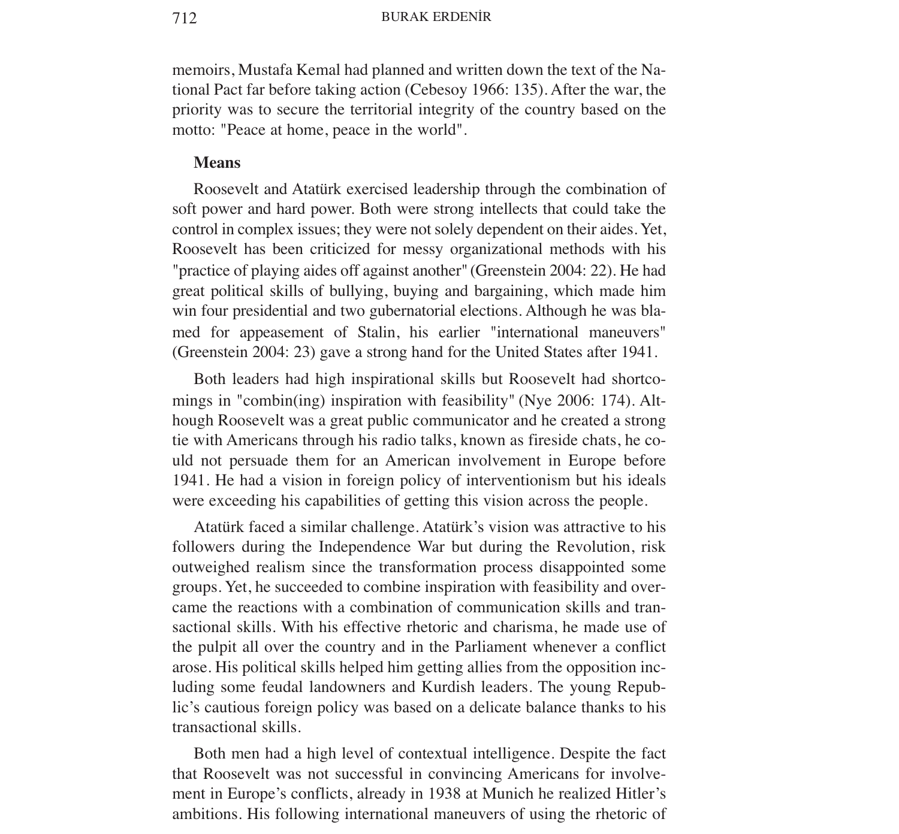memoirs, Mustafa Kemal had planned and written down the text of the National Pact far before taking action (Cebesoy 1966: 135). After the war, the priority was to secure the territorial integrity of the country based on the motto: "Peace at home, peace in the world".

### Means

Roosevelt and Atatürk exercised leadership through the combination of soft power and hard power. Both were strong intellects that could take the control in complex issues; they were not solely dependent on their aides. Yet, Roosevelt has been criticized for messy organizational methods with his "practice of playing aides off against another" (Greenstein 2004: 22). He had great political skills of bullying, buying and bargaining, which made him win four presidential and two gubernatorial elections. Although he was blamed for appeasement of Stalin, his earlier "international maneuvers" (Greenstein 2004: 23) gave a strong hand for the United States after 1941.

Both leaders had high inspirational skills but Roosevelt had shortcomings in "combin(ing) inspiration with feasibility" (Nye 2006: 174). Although Roosevelt was a great public communicator and he created a strong tie with Americans through his radio talks, known as fireside chats, he could not persuade them for an American involvement in Europe before 1941. He had a vision in foreign policy of interventionism but his ideals were exceeding his capabilities of getting this vision across the people.

Atatürk faced a similar challenge. Atatürk's vision was attractive to his followers during the Independence War but during the Revolution, risk outweighed realism since the transformation process disappointed some groups. Yet, he succeeded to combine inspiration with feasibility and overcame the reactions with a combination of communication skills and transactional skills. With his effective rhetoric and charisma, he made use of the pulpit all over the country and in the Parliament whenever a conflict arose. His political skills helped him getting allies from the opposition including some feudal landowners and Kurdish leaders. The young Republic's cautious foreign policy was based on a delicate balance thanks to his transactional skills.

Both men had a high level of contextual intelligence. Despite the fact that Roosevelt was not successful in convincing Americans for involvement in Europe's conflicts, already in 1938 at Munich he realized Hitler's ambitions. His following international maneuvers of using the rhetoric of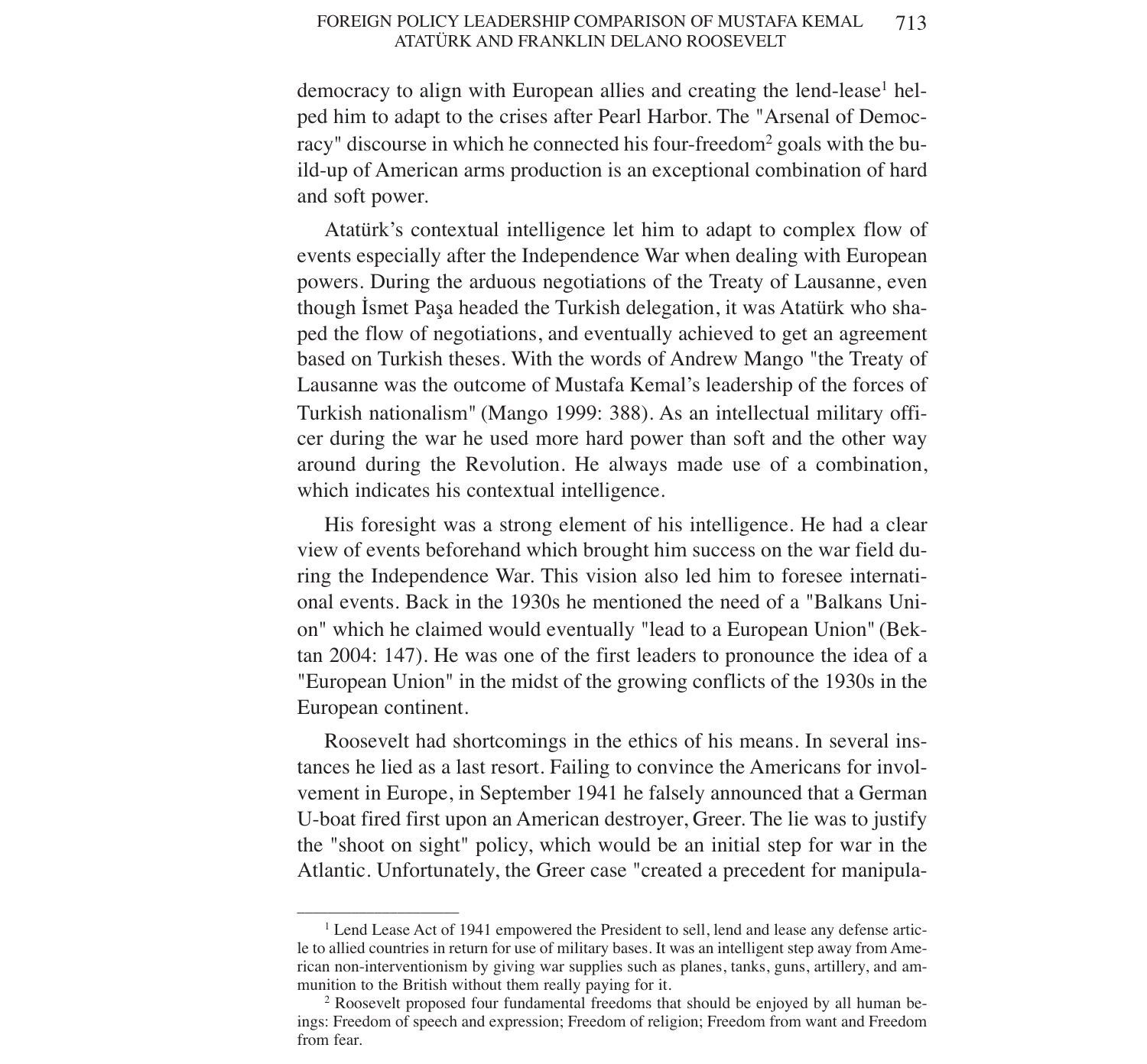democracy to align with European allies and creating the lend-lease[1] helped him to adapt to the crises after Pearl Harbor. The "Arsenal of Democracy" discourse in which he connected his four-freedom[2] goals with the build-up of American arms production is an exceptional combination of hard and soft power.

Atatürk's contextual intelligence let him to adapt to complex flow of events especially after the Independence War when dealing with European powers. During the arduous negotiations of the Treaty of Lausanne, even though İsmet Paşa headed the Turkish delegation, it was Atatürk who shaped the flow of negotiations, and eventually achieved to get an agreement based on Turkish theses. With the words of Andrew Mango "the Treaty of Lausanne was the outcome of Mustafa Kemal's leadership of the forces of Turkish nationalism" (Mango 1999: 388). As an intellectual military officer during the war he used more hard power than soft and the other way around during the Revolution. He always made use of a combination, which indicates his contextual intelligence.

His foresight was a strong element of his intelligence. He had a clear view of events beforehand which brought him success on the war field during the Independence War. This vision also led him to foresee international events. Back in the 1930s he mentioned the need of a "Balkans Union" which he claimed would eventually "lead to a European Union" (Bektan 2004: 147). He was one of the first leaders to pronounce the idea of a "European Union" in the midst of the growing conflicts of the 1930s in the European continent.

Roosevelt had shortcomings in the ethics of his means. In several instances he lied as a last resort. Failing to convince the Americans for involvement in Europe, in September 1941 he falsely announced that a German U-boat fired first upon an American destroyer, Greer. The lie was to justify the "shoot on sight" policy, which would be an initial step for war in the Atlantic. Unfortunately, the Greer case "created a precedent for manipula-

---

[1] Lend Lease Act of 1941 empowered the President to sell, lend and lease any defense article to allied countries in return for use of military bases. It was an intelligent step away from American non-interventionism by giving war supplies such as planes, tanks, guns, artillery, and ammunition to the British without them really paying for it.

[2] Roosevelt proposed four fundamental freedoms that should be enjoyed by all human beings: Freedom of speech and expression; Freedom of religion; Freedom from want and Freedom from fear.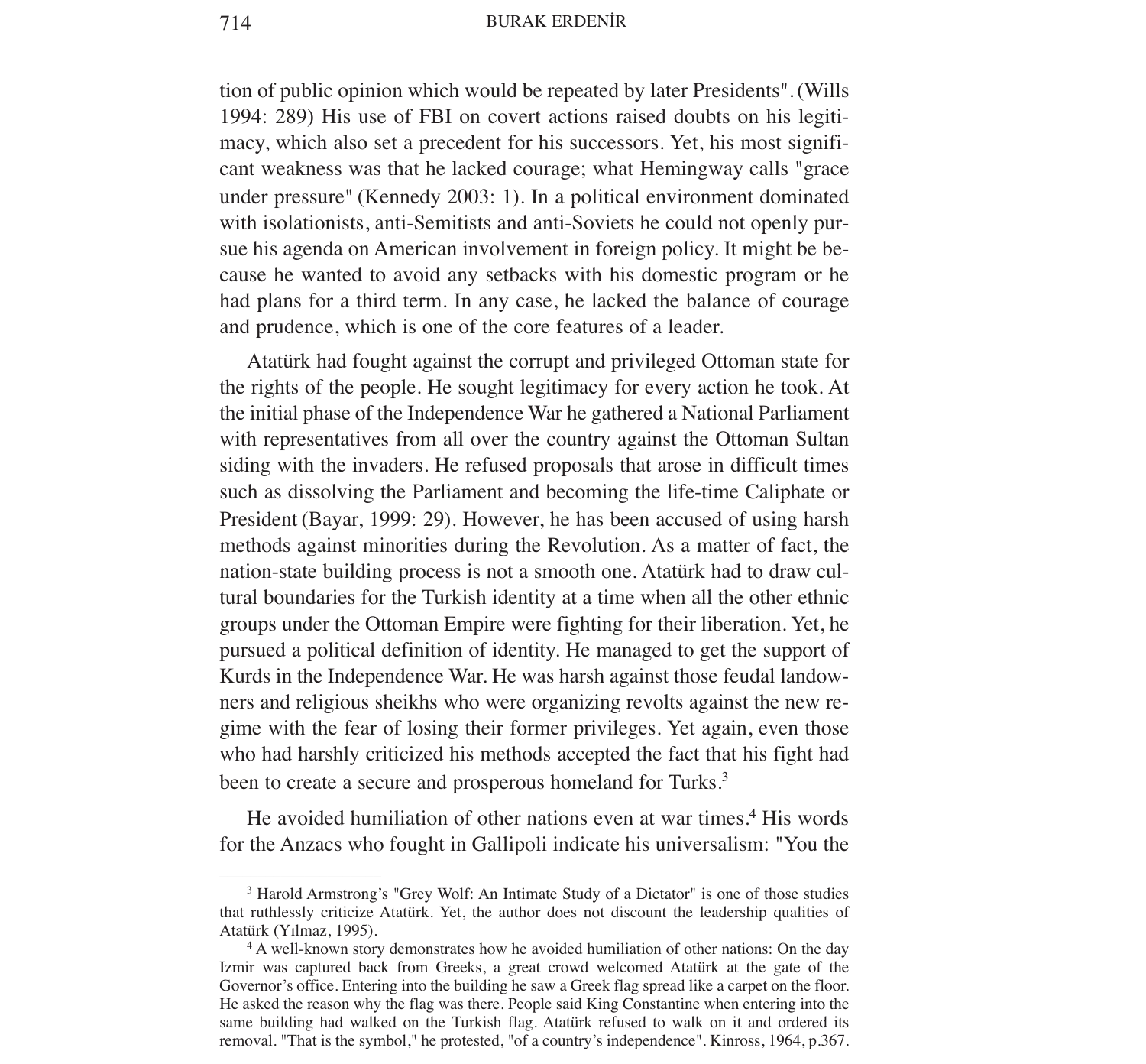tion of public opinion which would be repeated by later Presidents". (Wills 1994: 289) His use of FBI on covert actions raised doubts on his legitimacy, which also set a precedent for his successors. Yet, his most significant weakness was that he lacked courage; what Hemingway calls "grace under pressure" (Kennedy 2003: 1). In a political environment dominated with isolationists, anti-Semitists and anti-Soviets he could not openly pursue his agenda on American involvement in foreign policy. It might be because he wanted to avoid any setbacks with his domestic program or he had plans for a third term. In any case, he lacked the balance of courage and prudence, which is one of the core features of a leader.

Atatürk had fought against the corrupt and privileged Ottoman state for the rights of the people. He sought legitimacy for every action he took. At the initial phase of the Independence War he gathered a National Parliament with representatives from all over the country against the Ottoman Sultan siding with the invaders. He refused proposals that arose in difficult times such as dissolving the Parliament and becoming the life-time Caliphate or President (Bayar, 1999: 29). However, he has been accused of using harsh methods against minorities during the Revolution. As a matter of fact, the nation-state building process is not a smooth one. Atatürk had to draw cultural boundaries for the Turkish identity at a time when all the other ethnic groups under the Ottoman Empire were fighting for their liberation. Yet, he pursued a political definition of identity. He managed to get the support of Kurds in the Independence War. He was harsh against those feudal landowners and religious sheikhs who were organizing revolts against the new regime with the fear of losing their former privileges. Yet again, even those who had harshly criticized his methods accepted the fact that his fight had been to create a secure and prosperous homeland for Turks.[3]

He avoided humiliation of other nations even at war times.[4] His words for the Anzacs who fought in Gallipoli indicate his universalism: "You the

---

[3] Harold Armstrong's "Grey Wolf: An Intimate Study of a Dictator" is one of those studies that ruthlessly criticize Atatürk. Yet, the author does not discount the leadership qualities of Atatürk (Yılmaz, 1995).

[4] A well-known story demonstrates how he avoided humiliation of other nations: On the day Izmir was captured back from Greeks, a great crowd welcomed Atatürk at the gate of the Governor's office. Entering into the building he saw a Greek flag spread like a carpet on the floor. He asked the reason why the flag was there. People said King Constantine when entering into the same building had walked on the Turkish flag. Atatürk refused to walk on it and ordered its removal. "That is the symbol," he protested, "of a country's independence". Kinross, 1964, p.367.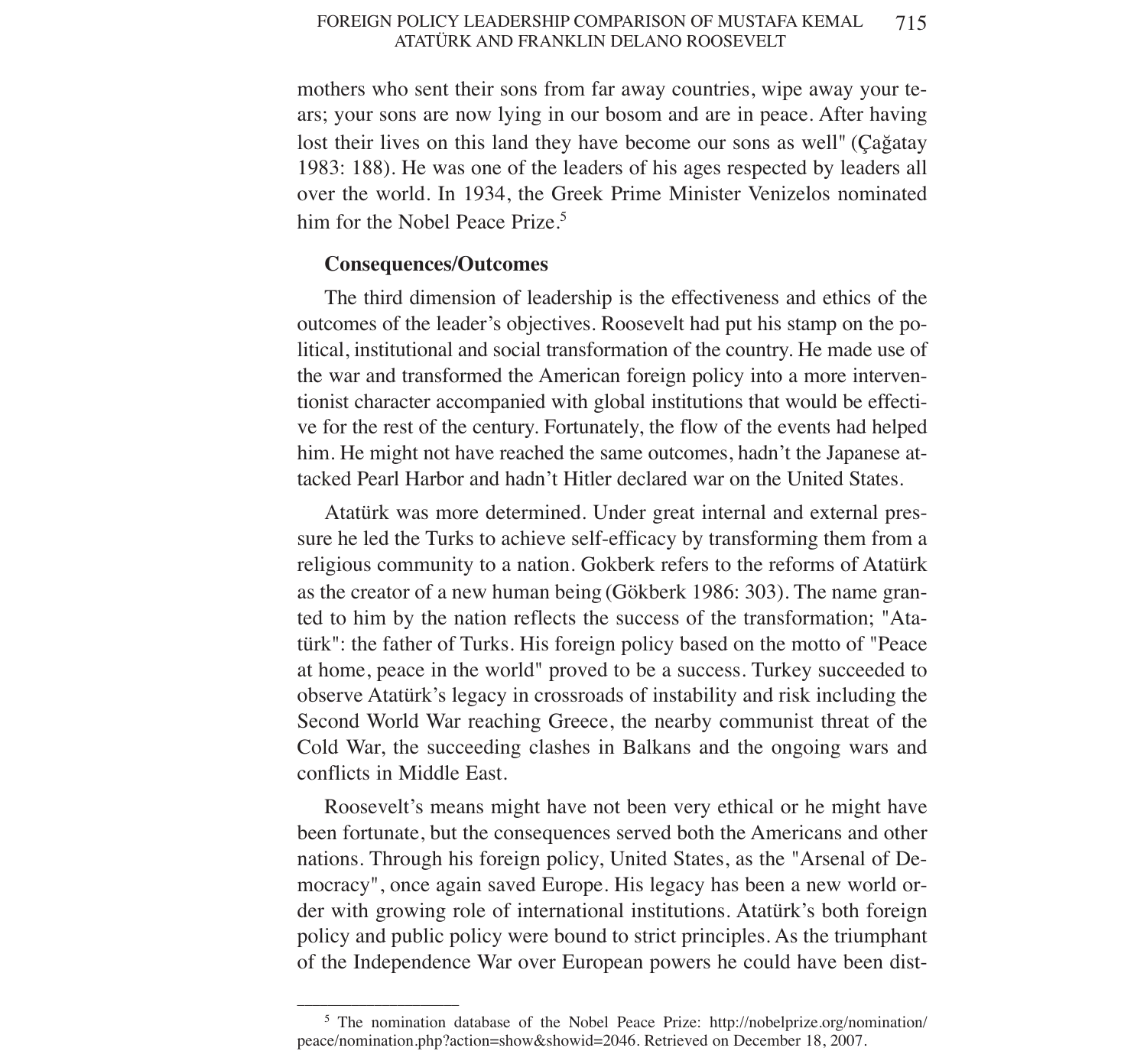mothers who sent their sons from far away countries, wipe away your tears; your sons are now lying in our bosom and are in peace. After having lost their lives on this land they have become our sons as well" (Çağatay 1983: 188). He was one of the leaders of his ages respected by leaders all over the world. In 1934, the Greek Prime Minister Venizelos nominated him for the Nobel Peace Prize.[5]

### Consequences/Outcomes

The third dimension of leadership is the effectiveness and ethics of the outcomes of the leader's objectives. Roosevelt had put his stamp on the political, institutional and social transformation of the country. He made use of the war and transformed the American foreign policy into a more interventionist character accompanied with global institutions that would be effective for the rest of the century. Fortunately, the flow of the events had helped him. He might not have reached the same outcomes, hadn't the Japanese attacked Pearl Harbor and hadn't Hitler declared war on the United States.

Atatürk was more determined. Under great internal and external pressure he led the Turks to achieve self-efficacy by transforming them from a religious community to a nation. Gokberk refers to the reforms of Atatürk as the creator of a new human being (Gökberk 1986: 303). The name granted to him by the nation reflects the success of the transformation; "Atatürk": the father of Turks. His foreign policy based on the motto of "Peace at home, peace in the world" proved to be a success. Turkey succeeded to observe Atatürk's legacy in crossroads of instability and risk including the Second World War reaching Greece, the nearby communist threat of the Cold War, the succeeding clashes in Balkans and the ongoing wars and conflicts in Middle East.

Roosevelt's means might have not been very ethical or he might have been fortunate, but the consequences served both the Americans and other nations. Through his foreign policy, United States, as the "Arsenal of Democracy", once again saved Europe. His legacy has been a new world order with growing role of international institutions. Atatürk's both foreign policy and public policy were bound to strict principles. As the triumphant of the Independence War over European powers he could have been dist-

---

[5] The nomination database of the Nobel Peace Prize: http://nobelprize.org/nomination/peace/nomination.php?action=show&showid=2046. Retrieved on December 18, 2007.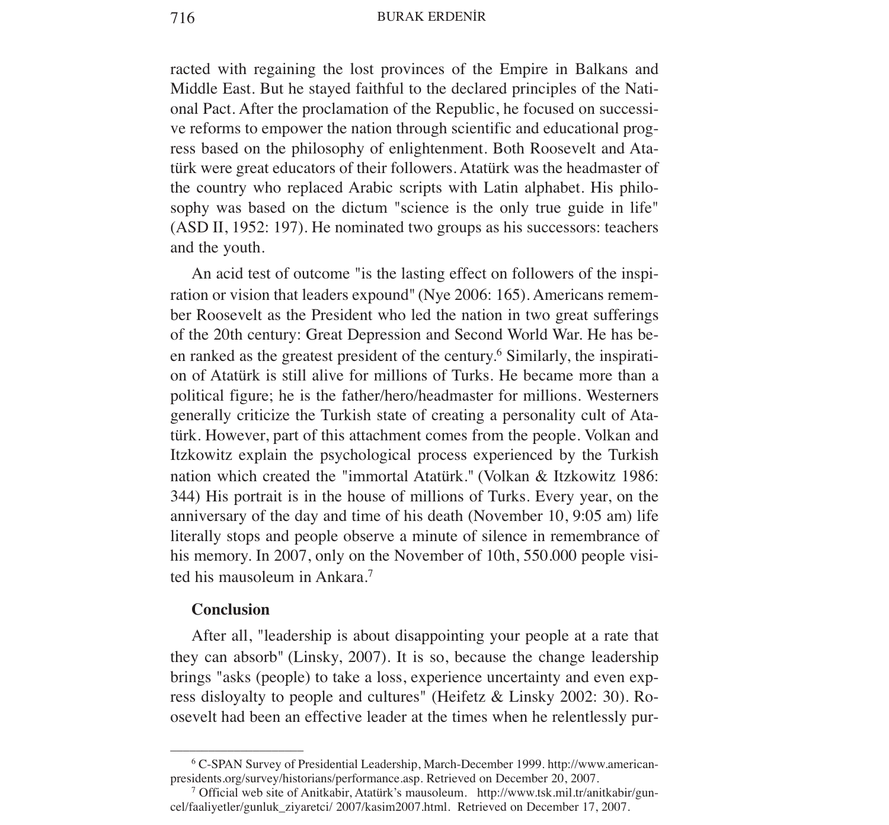racted with regaining the lost provinces of the Empire in Balkans and Middle East. But he stayed faithful to the declared principles of the National Pact. After the proclamation of the Republic, he focused on successive reforms to empower the nation through scientific and educational progress based on the philosophy of enlightenment. Both Roosevelt and Atatürk were great educators of their followers. Atatürk was the headmaster of the country who replaced Arabic scripts with Latin alphabet. His philosophy was based on the dictum "science is the only true guide in life" (ASD II, 1952: 197). He nominated two groups as his successors: teachers and the youth.

An acid test of outcome "is the lasting effect on followers of the inspiration or vision that leaders expound" (Nye 2006: 165). Americans remember Roosevelt as the President who led the nation in two great sufferings of the 20th century: Great Depression and Second World War. He has been ranked as the greatest president of the century.[6] Similarly, the inspiration of Atatürk is still alive for millions of Turks. He became more than a political figure; he is the father/hero/headmaster for millions. Westerners generally criticize the Turkish state of creating a personality cult of Atatürk. However, part of this attachment comes from the people. Volkan and Itzkowitz explain the psychological process experienced by the Turkish nation which created the "immortal Atatürk." (Volkan & Itzkowitz 1986: 344) His portrait is in the house of millions of Turks. Every year, on the anniversary of the day and time of his death (November 10, 9:05 am) life literally stops and people observe a minute of silence in remembrance of his memory. In 2007, only on the November of 10th, 550.000 people visited his mausoleum in Ankara.[7]

## Conclusion

After all, "leadership is about disappointing your people at a rate that they can absorb" (Linsky, 2007). It is so, because the change leadership brings "asks (people) to take a loss, experience uncertainty and even express disloyalty to people and cultures" (Heifetz & Linsky 2002: 30). Roosevelt had been an effective leader at the times when he relentlessly pur-

---

[6] C-SPAN Survey of Presidential Leadership, March-December 1999. http://www.americanpresidents.org/survey/historians/performance.asp. Retrieved on December 20, 2007.

[7] Official web site of Anitkabir, Atatürk's mausoleum. http://www.tsk.mil.tr/anitkabir/guncel/faaliyetler/gunluk_ziyaretci/ 2007/kasim2007.html. Retrieved on December 17, 2007.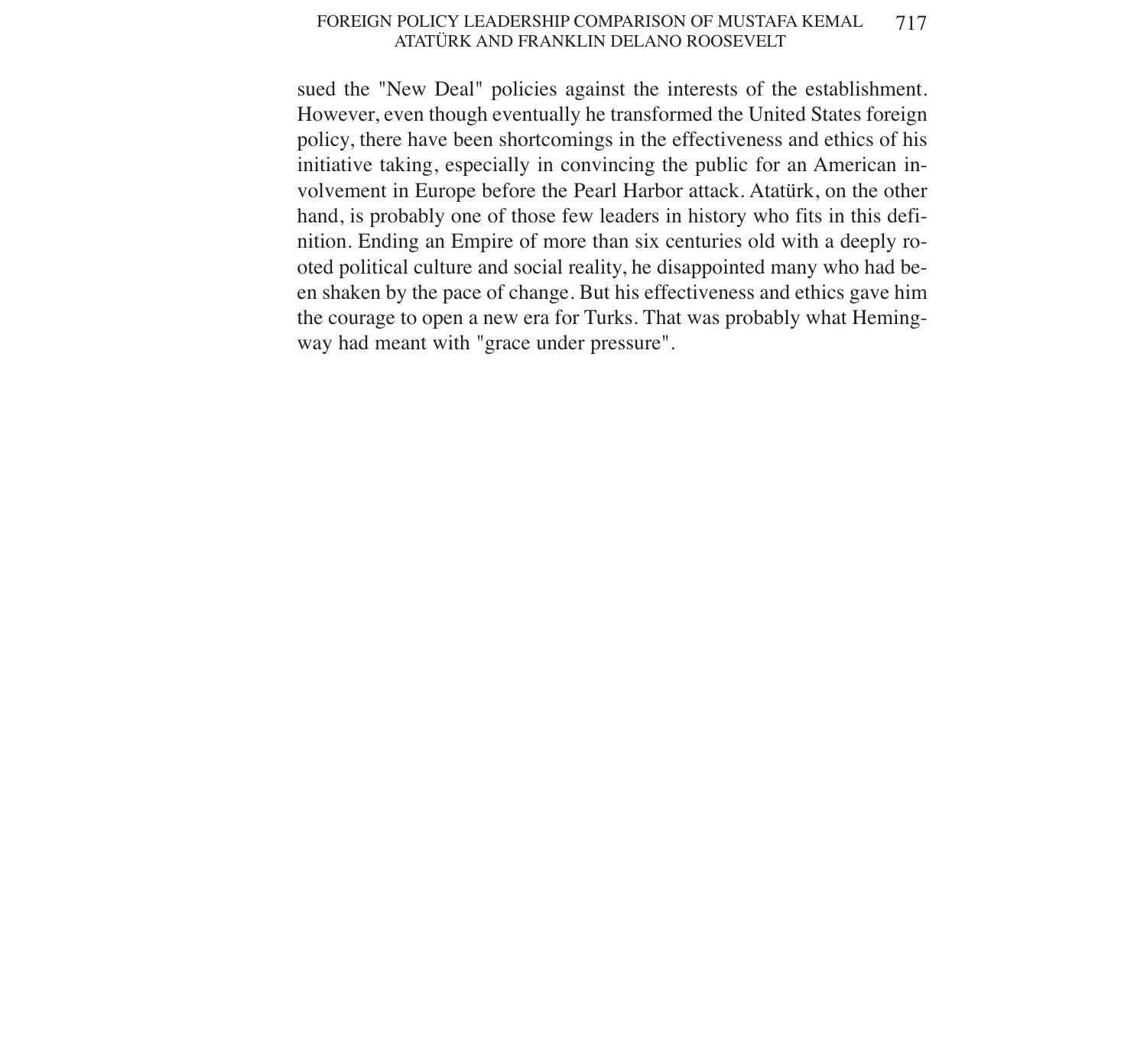sued the "New Deal" policies against the interests of the establishment. However, even though eventually he transformed the United States foreign policy, there have been shortcomings in the effectiveness and ethics of his initiative taking, especially in convincing the public for an American involvement in Europe before the Pearl Harbor attack. Atatürk, on the other hand, is probably one of those few leaders in history who fits in this definition. Ending an Empire of more than six centuries old with a deeply rooted political culture and social reality, he disappointed many who had been shaken by the pace of change. But his effectiveness and ethics gave him the courage to open a new era for Turks. That was probably what Hemingway had meant with "grace under pressure".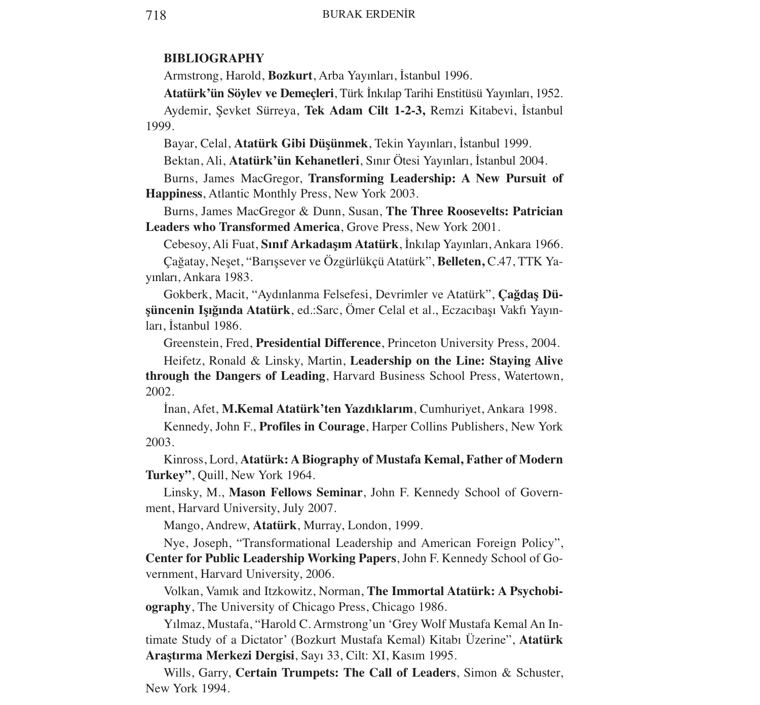## BIBLIOGRAPHY

Armstrong, Harold, **Bozkurt**, Arba Yayınları, İstanbul 1996.

**Atatürk'ün Söylev ve Demeçleri**, Türk İnkılap Tarihi Enstitüsü Yayınları, 1952.

Aydemir, Şevket Sürreya, **Tek Adam Cilt 1-2-3,** Remzi Kitabevi, İstanbul 1999.

Bayar, Celal, **Atatürk Gibi Düşünmek**, Tekin Yayınları, İstanbul 1999.

Bektan, Ali, **Atatürk'ün Kehanetleri**, Sınır Ötesi Yayınları, İstanbul 2004.

Burns, James MacGregor, **Transforming Leadership: A New Pursuit of Happiness**, Atlantic Monthly Press, New York 2003.

Burns, James MacGregor & Dunn, Susan, **The Three Roosevelts: Patrician Leaders who Transformed America**, Grove Press, New York 2001.

Cebesoy, Ali Fuat, **Sınıf Arkadaşım Atatürk**, İnkılap Yayınları, Ankara 1966.

Çağatay, Neşet, "Barışsever ve Özgürlükçü Atatürk", **Belleten,** C.47, TTK Yayınları, Ankara 1983.

Gokberk, Macit, "Aydınlanma Felsefesi, Devrimler ve Atatürk", **Çağdaş Düşüncenin Işığında Atatürk**, ed.:Sarc, Ömer Celal et al., Eczacıbaşı Vakfı Yayınları, İstanbul 1986.

Greenstein, Fred, **Presidential Difference**, Princeton University Press, 2004.

Heifetz, Ronald & Linsky, Martin, **Leadership on the Line: Staying Alive through the Dangers of Leading**, Harvard Business School Press, Watertown, 2002.

İnan, Afet, **M.Kemal Atatürk'ten Yazdıklarım**, Cumhuriyet, Ankara 1998.

Kennedy, John F., **Profiles in Courage**, Harper Collins Publishers, New York 2003.

Kinross, Lord, **Atatürk: A Biography of Mustafa Kemal, Father of Modern Turkey"**, Quill, New York 1964.

Linsky, M., **Mason Fellows Seminar**, John F. Kennedy School of Government, Harvard University, July 2007.

Mango, Andrew, **Atatürk**, Murray, London, 1999.

Nye, Joseph, "Transformational Leadership and American Foreign Policy", **Center for Public Leadership Working Papers**, John F. Kennedy School of Government, Harvard University, 2006.

Volkan, Vamık and Itzkowitz, Norman, **The Immortal Atatürk: A Psychobiography**, The University of Chicago Press, Chicago 1986.

Yılmaz, Mustafa, "Harold C. Armstrong'un 'Grey Wolf Mustafa Kemal An Intimate Study of a Dictator' (Bozkurt Mustafa Kemal) Kitabı Üzerine", **Atatürk Araştırma Merkezi Dergisi**, Sayı 33, Cilt: XI, Kasım 1995.

Wills, Garry, **Certain Trumpets: The Call of Leaders**, Simon & Schuster, New York 1994.